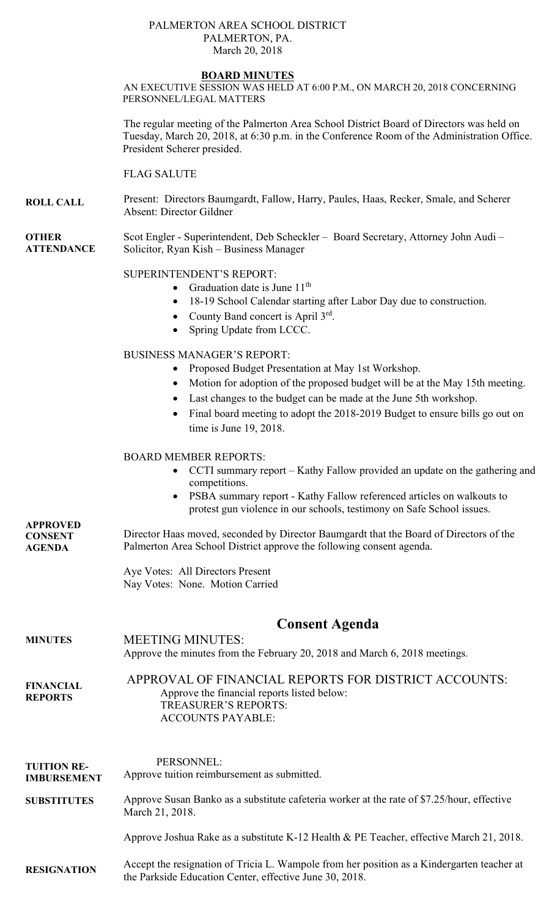PALMERTON AREA SCHOOL DISTRICT
PALMERTON, PA.
March 20, 2018

## BOARD MINUTES

AN EXECUTIVE SESSION WAS HELD AT 6:00 P.M., ON MARCH 20, 2018 CONCERNING PERSONNEL/LEGAL MATTERS

The regular meeting of the Palmerton Area School District Board of Directors was held on Tuesday, March 20, 2018, at 6:30 p.m. in the Conference Room of the Administration Office. President Scherer presided.

FLAG SALUTE

**ROLL CALL**

Present: Directors Baumgardt, Fallow, Harry, Paules, Haas, Recker, Smale, and Scherer
Absent: Director Gildner

**OTHER ATTENDANCE**

Scot Engler - Superintendent, Deb Scheckler – Board Secretary, Attorney John Audi – Solicitor, Ryan Kish – Business Manager

SUPERINTENDENT'S REPORT:

- Graduation date is June 11th
- 18-19 School Calendar starting after Labor Day due to construction.
- County Band concert is April 3rd.
- Spring Update from LCCC.

BUSINESS MANAGER'S REPORT:

- Proposed Budget Presentation at May 1st Workshop.
- Motion for adoption of the proposed budget will be at the May 15th meeting.
- Last changes to the budget can be made at the June 5th workshop.
- Final board meeting to adopt the 2018-2019 Budget to ensure bills go out on time is June 19, 2018.

BOARD MEMBER REPORTS:

- CCTI summary report – Kathy Fallow provided an update on the gathering and competitions.
- PSBA summary report - Kathy Fallow referenced articles on walkouts to protest gun violence in our schools, testimony on Safe School issues.

**APPROVED CONSENT AGENDA**

Director Haas moved, seconded by Director Baumgardt that the Board of Directors of the Palmerton Area School District approve the following consent agenda.

Aye Votes: All Directors Present
Nay Votes: None. Motion Carried

## Consent Agenda

**MINUTES**

MEETING MINUTES:
Approve the minutes from the February 20, 2018 and March 6, 2018 meetings.

**FINANCIAL REPORTS**

APPROVAL OF FINANCIAL REPORTS FOR DISTRICT ACCOUNTS:
Approve the financial reports listed below:
TREASURER'S REPORTS:
ACCOUNTS PAYABLE:

PERSONNEL:

**TUITION RE-IMBURSEMENT**

Approve tuition reimbursement as submitted.

**SUBSTITUTES**

Approve Susan Banko as a substitute cafeteria worker at the rate of $7.25/hour, effective March 21, 2018.

Approve Joshua Rake as a substitute K-12 Health & PE Teacher, effective March 21, 2018.

**RESIGNATION**

Accept the resignation of Tricia L. Wampole from her position as a Kindergarten teacher at the Parkside Education Center, effective June 30, 2018.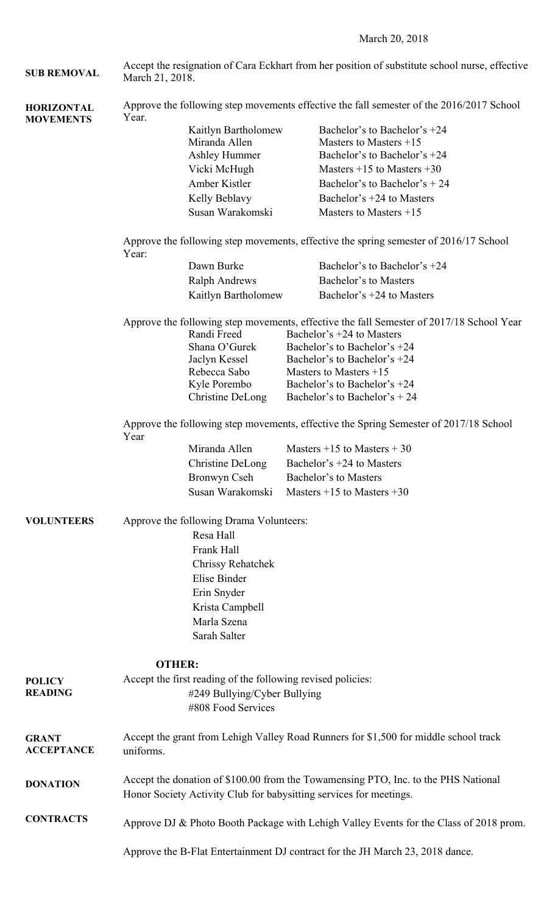March 20, 2018

**SUB REMOVAL**

Accept the resignation of Cara Eckhart from her position of substitute school nurse, effective March 21, 2018.

**HORIZONTAL MOVEMENTS**

Approve the following step movements effective the fall semester of the 2016/2017 School Year.

| | |
|---|---|
| Kaitlyn Bartholomew | Bachelor's to Bachelor's +24 |
| Miranda Allen | Masters to Masters +15 |
| Ashley Hummer | Bachelor's to Bachelor's +24 |
| Vicki McHugh | Masters +15 to Masters +30 |
| Amber Kistler | Bachelor's to Bachelor's + 24 |
| Kelly Beblavy | Bachelor's +24 to Masters |
| Susan Warakomski | Masters to Masters +15 |

Approve the following step movements, effective the spring semester of 2016/17 School Year:

| | |
|---|---|
| Dawn Burke | Bachelor's to Bachelor's +24 |
| Ralph Andrews | Bachelor's to Masters |
| Kaitlyn Bartholomew | Bachelor's +24 to Masters |

Approve the following step movements, effective the fall Semester of 2017/18 School Year

| | |
|---|---|
| Randi Freed | Bachelor's +24 to Masters |
| Shana O'Gurek | Bachelor's to Bachelor's +24 |
| Jaclyn Kessel | Bachelor's to Bachelor's +24 |
| Rebecca Sabo | Masters to Masters +15 |
| Kyle Porembo | Bachelor's to Bachelor's +24 |
| Christine DeLong | Bachelor's to Bachelor's + 24 |

Approve the following step movements, effective the Spring Semester of 2017/18 School Year

| | |
|---|---|
| Miranda Allen | Masters +15 to Masters + 30 |
| Christine DeLong | Bachelor's +24 to Masters |
| Bronwyn Cseh | Bachelor's to Masters |
| Susan Warakomski | Masters +15 to Masters +30 |

**VOLUNTEERS**

Approve the following Drama Volunteers:

- Resa Hall
- Frank Hall
- Chrissy Rehatchek
- Elise Binder
- Erin Snyder
- Krista Campbell
- Marla Szena
- Sarah Salter

**OTHER:**

**POLICY READING**

Accept the first reading of the following revised policies:

#249 Bullying/Cyber Bullying
#808 Food Services

**GRANT ACCEPTANCE**

Accept the grant from Lehigh Valley Road Runners for $1,500 for middle school track uniforms.

**DONATION**

Accept the donation of $100.00 from the Towamensing PTO, Inc. to the PHS National Honor Society Activity Club for babysitting services for meetings.

**CONTRACTS**

Approve DJ & Photo Booth Package with Lehigh Valley Events for the Class of 2018 prom.

Approve the B-Flat Entertainment DJ contract for the JH March 23, 2018 dance.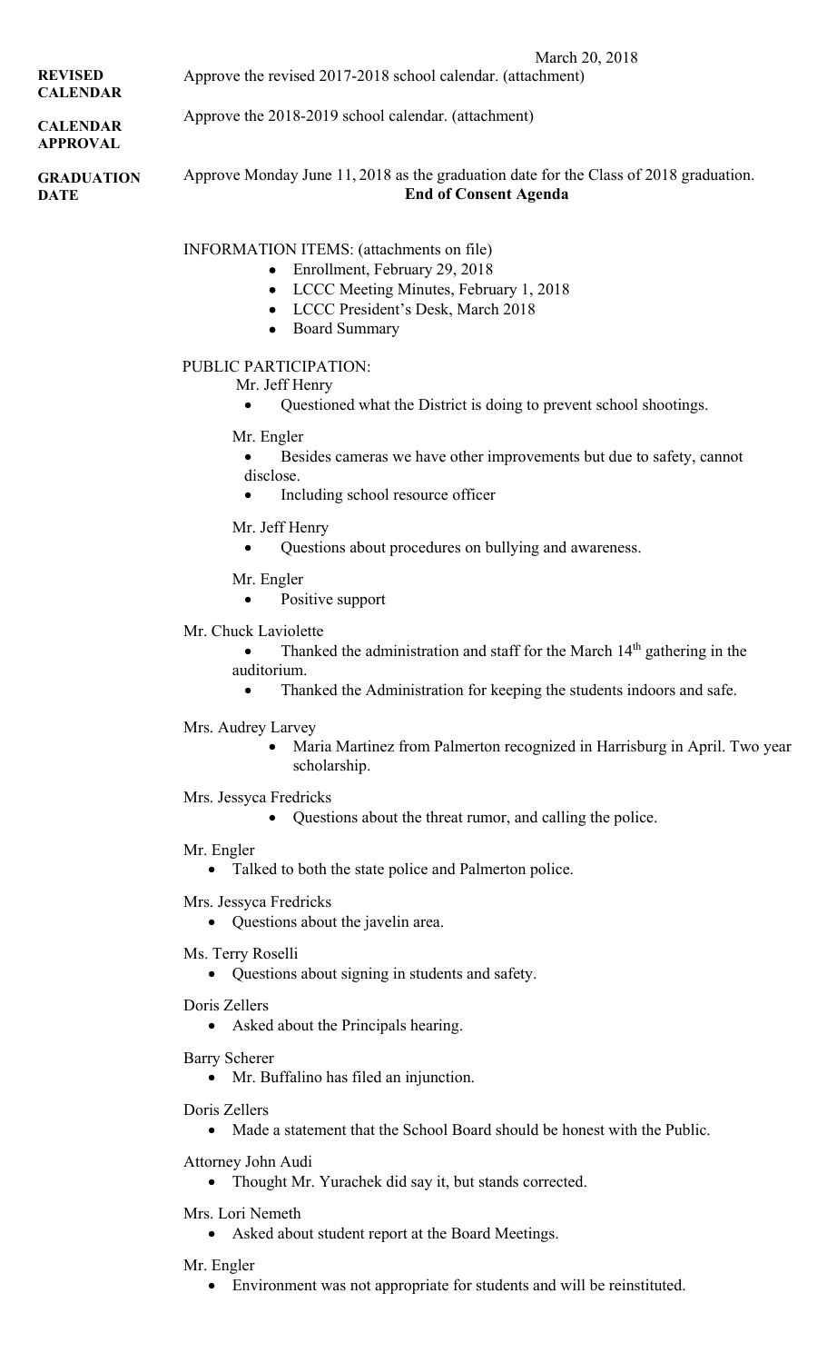March 20, 2018

**REVISED CALENDAR**

Approve the revised 2017-2018 school calendar. (attachment)

**CALENDAR APPROVAL**

Approve the 2018-2019 school calendar. (attachment)

**GRADUATION DATE**

Approve Monday June 11, 2018 as the graduation date for the Class of 2018 graduation.

**End of Consent Agenda**

INFORMATION ITEMS: (attachments on file)

- Enrollment, February 29, 2018
- LCCC Meeting Minutes, February 1, 2018
- LCCC President's Desk, March 2018
- Board Summary

PUBLIC PARTICIPATION:

Mr. Jeff Henry

- Questioned what the District is doing to prevent school shootings.

Mr. Engler

- Besides cameras we have other improvements but due to safety, cannot disclose.
- Including school resource officer

Mr. Jeff Henry

- Questions about procedures on bullying and awareness.

Mr. Engler

- Positive support

Mr. Chuck Laviolette

- Thanked the administration and staff for the March 14th gathering in the auditorium.
- Thanked the Administration for keeping the students indoors and safe.

Mrs. Audrey Larvey

- Maria Martinez from Palmerton recognized in Harrisburg in April. Two year scholarship.

Mrs. Jessyca Fredricks

- Questions about the threat rumor, and calling the police.

Mr. Engler

- Talked to both the state police and Palmerton police.

Mrs. Jessyca Fredricks

- Questions about the javelin area.

Ms. Terry Roselli

- Questions about signing in students and safety.

Doris Zellers

- Asked about the Principals hearing.

Barry Scherer

- Mr. Buffalino has filed an injunction.

Doris Zellers

- Made a statement that the School Board should be honest with the Public.

Attorney John Audi

- Thought Mr. Yurachek did say it, but stands corrected.

Mrs. Lori Nemeth

- Asked about student report at the Board Meetings.

Mr. Engler

- Environment was not appropriate for students and will be reinstituted.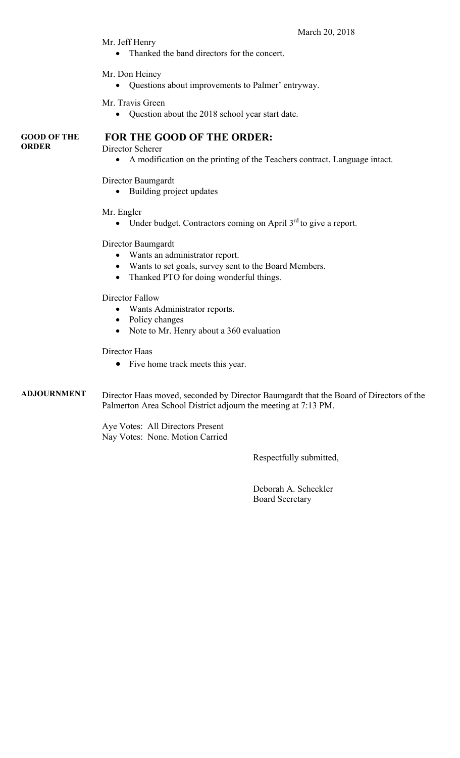March 20, 2018

Mr. Jeff Henry

- Thanked the band directors for the concert.

Mr. Don Heiney

- Questions about improvements to Palmer' entryway.

Mr. Travis Green

- Question about the 2018 school year start date.

**GOOD OF THE ORDER**

## FOR THE GOOD OF THE ORDER:

Director Scherer

- A modification on the printing of the Teachers contract. Language intact.

Director Baumgardt

- Building project updates

Mr. Engler

- Under budget. Contractors coming on April 3rd to give a report.

Director Baumgardt

- Wants an administrator report.
- Wants to set goals, survey sent to the Board Members.
- Thanked PTO for doing wonderful things.

Director Fallow

- Wants Administrator reports.
- Policy changes
- Note to Mr. Henry about a 360 evaluation

Director Haas

- Five home track meets this year.

**ADJOURNMENT**

Director Haas moved, seconded by Director Baumgardt that the Board of Directors of the Palmerton Area School District adjourn the meeting at 7:13 PM.

Aye Votes: All Directors Present
Nay Votes: None. Motion Carried

Respectfully submitted,

Deborah A. Scheckler
Board Secretary